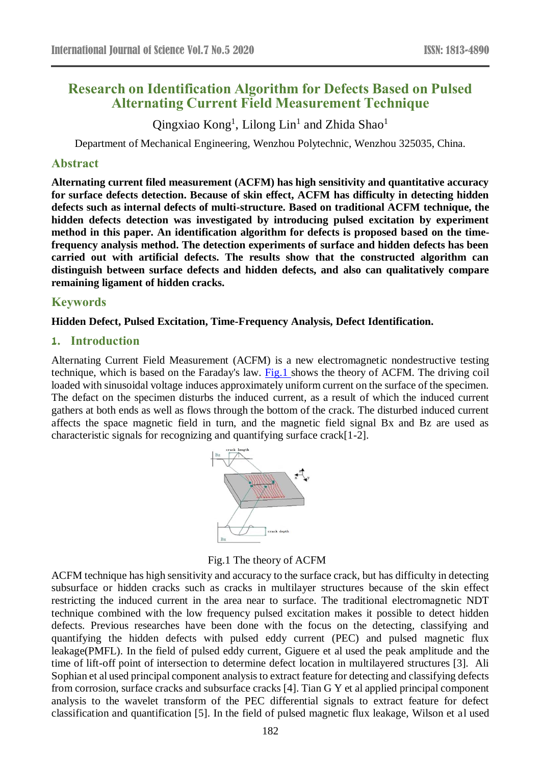# Research on Identification Algorithm for Defects Based on Pulsed Alternating Current Field Measurement Technique

Qingxiao Kong[1], Lilong Lin[1] and Zhida Shao[1]

Department of Mechanical Engineering, Wenzhou Polytechnic, Wenzhou 325035, China.

## Abstract

**Alternating current filed measurement (ACFM) has high sensitivity and quantitative accuracy for surface defects detection. Because of skin effect, ACFM has difficulty in detecting hidden defects such as internal defects of multi-structure. Based on traditional ACFM technique, the hidden defects detection was investigated by introducing pulsed excitation by experiment method in this paper. An identification algorithm for defects is proposed based on the time-frequency analysis method. The detection experiments of surface and hidden defects has been carried out with artificial defects. The results show that the constructed algorithm can distinguish between surface defects and hidden defects, and also can qualitatively compare remaining ligament of hidden cracks.**

## Keywords

**Hidden Defect, Pulsed Excitation, Time-Frequency Analysis, Defect Identification.**

## 1. Introduction

Alternating Current Field Measurement (ACFM) is a new electromagnetic nondestructive testing technique, which is based on the Faraday's law. Fig.1 shows the theory of ACFM. The driving coil loaded with sinusoidal voltage induces approximately uniform current on the surface of the specimen. The defact on the specimen disturbs the induced current, as a result of which the induced current gathers at both ends as well as flows through the bottom of the crack. The disturbed induced current affects the space magnetic field in turn, and the magnetic field signal Bx and Bz are used as characteristic signals for recognizing and quantifying surface crack[1-2].

Fig.1 The theory of ACFM

ACFM technique has high sensitivity and accuracy to the surface crack, but has difficulty in detecting subsurface or hidden cracks such as cracks in multilayer structures because of the skin effect restricting the induced current in the area near to surface. The traditional electromagnetic NDT technique combined with the low frequency pulsed excitation makes it possible to detect hidden defects. Previous researches have been done with the focus on the detecting, classifying and quantifying the hidden defects with pulsed eddy current (PEC) and pulsed magnetic flux leakage(PMFL). In the field of pulsed eddy current, Giguere et al used the peak amplitude and the time of lift-off point of intersection to determine defect location in multilayered structures [3]. Ali Sophian et al used principal component analysis to extract feature for detecting and classifying defects from corrosion, surface cracks and subsurface cracks [4]. Tian G Y et al applied principal component analysis to the wavelet transform of the PEC differential signals to extract feature for defect classification and quantification [5]. In the field of pulsed magnetic flux leakage, Wilson et al used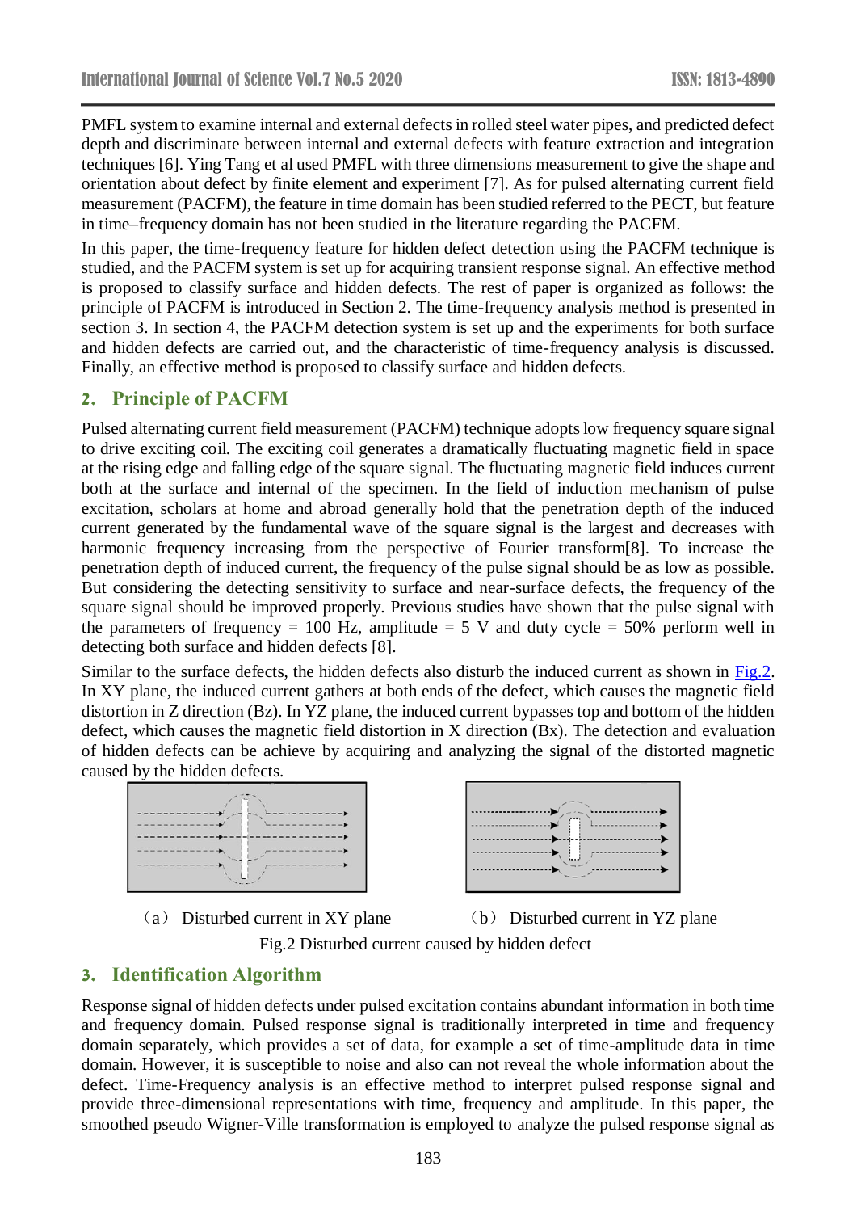PMFL system to examine internal and external defects in rolled steel water pipes, and predicted defect depth and discriminate between internal and external defects with feature extraction and integration techniques [6]. Ying Tang et al used PMFL with three dimensions measurement to give the shape and orientation about defect by finite element and experiment [7]. As for pulsed alternating current field measurement (PACFM), the feature in time domain has been studied referred to the PECT, but feature in time–frequency domain has not been studied in the literature regarding the PACFM.

In this paper, the time-frequency feature for hidden defect detection using the PACFM technique is studied, and the PACFM system is set up for acquiring transient response signal. An effective method is proposed to classify surface and hidden defects. The rest of paper is organized as follows: the principle of PACFM is introduced in Section 2. The time-frequency analysis method is presented in section 3. In section 4, the PACFM detection system is set up and the experiments for both surface and hidden defects are carried out, and the characteristic of time-frequency analysis is discussed. Finally, an effective method is proposed to classify surface and hidden defects.

## 2. Principle of PACFM

Pulsed alternating current field measurement (PACFM) technique adopts low frequency square signal to drive exciting coil. The exciting coil generates a dramatically fluctuating magnetic field in space at the rising edge and falling edge of the square signal. The fluctuating magnetic field induces current both at the surface and internal of the specimen. In the field of induction mechanism of pulse excitation, scholars at home and abroad generally hold that the penetration depth of the induced current generated by the fundamental wave of the square signal is the largest and decreases with harmonic frequency increasing from the perspective of Fourier transform[8]. To increase the penetration depth of induced current, the frequency of the pulse signal should be as low as possible. But considering the detecting sensitivity to surface and near-surface defects, the frequency of the square signal should be improved properly. Previous studies have shown that the pulse signal with the parameters of frequency = 100 Hz, amplitude = 5 V and duty cycle = 50% perform well in detecting both surface and hidden defects [8].

Similar to the surface defects, the hidden defects also disturb the induced current as shown in Fig.2. In XY plane, the induced current gathers at both ends of the defect, which causes the magnetic field distortion in Z direction (Bz). In YZ plane, the induced current bypasses top and bottom of the hidden defect, which causes the magnetic field distortion in X direction (Bx). The detection and evaluation of hidden defects can be achieve by acquiring and analyzing the signal of the distorted magnetic caused by the hidden defects.

（a） Disturbed current in XY plane （b） Disturbed current in YZ plane

Fig.2 Disturbed current caused by hidden defect

## 3. Identification Algorithm

Response signal of hidden defects under pulsed excitation contains abundant information in both time and frequency domain. Pulsed response signal is traditionally interpreted in time and frequency domain separately, which provides a set of data, for example a set of time-amplitude data in time domain. However, it is susceptible to noise and also can not reveal the whole information about the defect. Time-Frequency analysis is an effective method to interpret pulsed response signal and provide three-dimensional representations with time, frequency and amplitude. In this paper, the smoothed pseudo Wigner-Ville transformation is employed to analyze the pulsed response signal as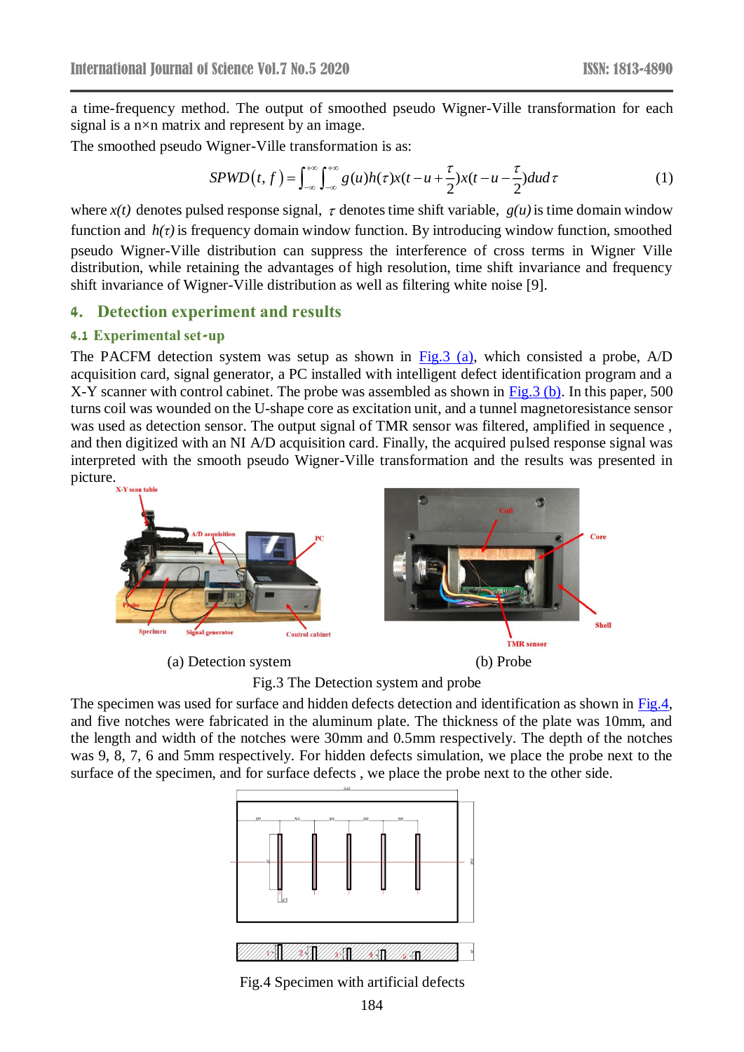a time-frequency method. The output of smoothed pseudo Wigner-Ville transformation for each signal is a n×n matrix and represent by an image.

The smoothed pseudo Wigner-Ville transformation is as:

$$SPWD(t, f) = \int_{-\infty}^{+\infty}\int_{-\infty}^{+\infty} g(u)h(\tau)x(t-u+\frac{\tau}{2})x(t-u-\frac{\tau}{2})dud\tau \tag{1}$$

where $x(t)$ denotes pulsed response signal, $\tau$ denotes time shift variable, $g(u)$ is time domain window function and $h(\tau)$ is frequency domain window function. By introducing window function, smoothed pseudo Wigner-Ville distribution can suppress the interference of cross terms in Wigner Ville distribution, while retaining the advantages of high resolution, time shift invariance and frequency shift invariance of Wigner-Ville distribution as well as filtering white noise [9].

## 4. Detection experiment and results

### 4.1 Experimental set-up

The PACFM detection system was setup as shown in Fig.3 (a), which consisted a probe, A/D acquisition card, signal generator, a PC installed with intelligent defect identification program and a X-Y scanner with control cabinet. The probe was assembled as shown in Fig.3 (b). In this paper, 500 turns coil was wounded on the U-shape core as excitation unit, and a tunnel magnetoresistance sensor was used as detection sensor. The output signal of TMR sensor was filtered, amplified in sequence , and then digitized with an NI A/D acquisition card. Finally, the acquired pulsed response signal was interpreted with the smooth pseudo Wigner-Ville transformation and the results was presented in picture.

(a) Detection system (b) Probe

Fig.3 The Detection system and probe

The specimen was used for surface and hidden defects detection and identification as shown in Fig.4, and five notches were fabricated in the aluminum plate. The thickness of the plate was 10mm, and the length and width of the notches were 30mm and 0.5mm respectively. The depth of the notches was 9, 8, 7, 6 and 5mm respectively. For hidden defects simulation, we place the probe next to the surface of the specimen, and for surface defects , we place the probe next to the other side.

Fig.4 Specimen with artificial defects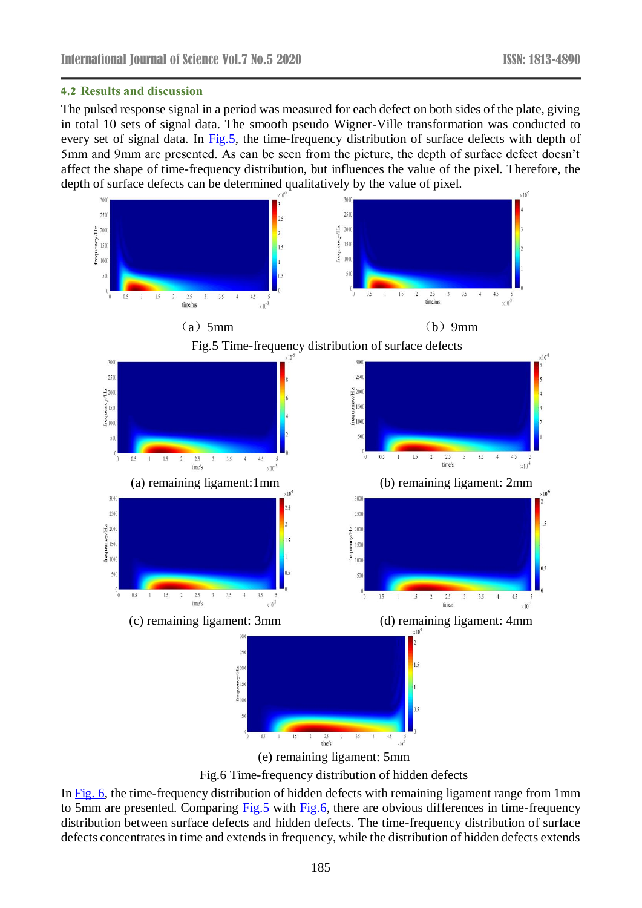## 4.2 Results and discussion

The pulsed response signal in a period was measured for each defect on both sides of the plate, giving in total 10 sets of signal data. The smooth pseudo Wigner-Ville transformation was conducted to every set of signal data. In Fig.5, the time-frequency distribution of surface defects with depth of 5mm and 9mm are presented. As can be seen from the picture, the depth of surface defect doesn't affect the shape of time-frequency distribution, but influences the value of the pixel. Therefore, the depth of surface defects can be determined qualitatively by the value of pixel.

（a）5mm （b）9mm

Fig.5 Time-frequency distribution of surface defects

(a) remaining ligament:1mm (b) remaining ligament: 2mm

(c) remaining ligament: 3mm (d) remaining ligament: 4mm

(e) remaining ligament: 5mm

Fig.6 Time-frequency distribution of hidden defects

In Fig. 6, the time-frequency distribution of hidden defects with remaining ligament range from 1mm to 5mm are presented. Comparing Fig.5 with Fig.6, there are obvious differences in time-frequency distribution between surface defects and hidden defects. The time-frequency distribution of surface defects concentrates in time and extends in frequency, while the distribution of hidden defects extends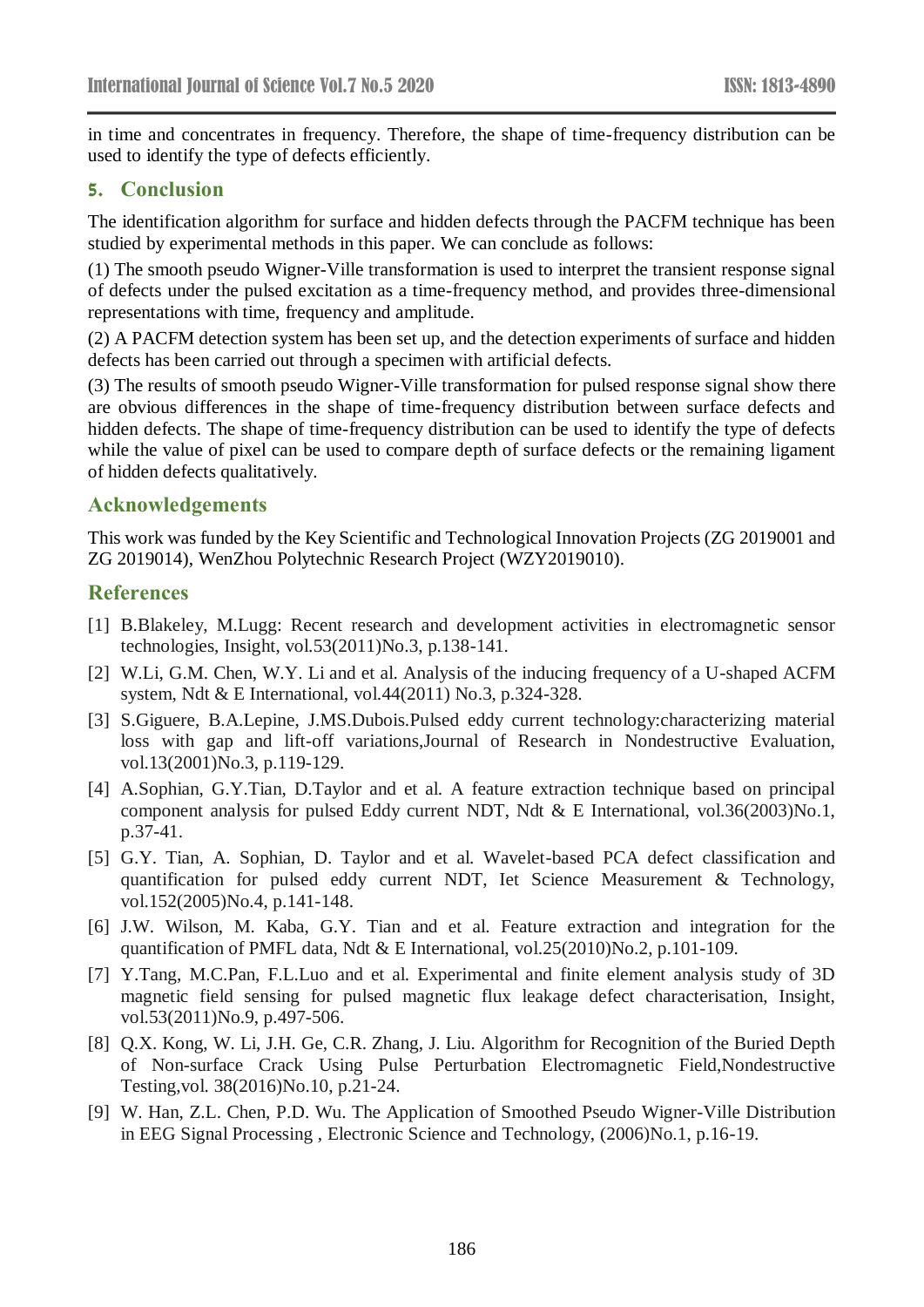in time and concentrates in frequency. Therefore, the shape of time-frequency distribution can be used to identify the type of defects efficiently.

## 5. Conclusion

The identification algorithm for surface and hidden defects through the PACFM technique has been studied by experimental methods in this paper. We can conclude as follows:

(1) The smooth pseudo Wigner-Ville transformation is used to interpret the transient response signal of defects under the pulsed excitation as a time-frequency method, and provides three-dimensional representations with time, frequency and amplitude.

(2) A PACFM detection system has been set up, and the detection experiments of surface and hidden defects has been carried out through a specimen with artificial defects.

(3) The results of smooth pseudo Wigner-Ville transformation for pulsed response signal show there are obvious differences in the shape of time-frequency distribution between surface defects and hidden defects. The shape of time-frequency distribution can be used to identify the type of defects while the value of pixel can be used to compare depth of surface defects or the remaining ligament of hidden defects qualitatively.

## Acknowledgements

This work was funded by the Key Scientific and Technological Innovation Projects (ZG 2019001 and ZG 2019014), WenZhou Polytechnic Research Project (WZY2019010).

## References

[1] B.Blakeley, M.Lugg: Recent research and development activities in electromagnetic sensor technologies, Insight, vol.53(2011)No.3, p.138-141.

[2] W.Li, G.M. Chen, W.Y. Li and et al. Analysis of the inducing frequency of a U-shaped ACFM system, Ndt & E International, vol.44(2011) No.3, p.324-328.

[3] S.Giguere, B.A.Lepine, J.MS.Dubois.Pulsed eddy current technology:characterizing material loss with gap and lift-off variations,Journal of Research in Nondestructive Evaluation, vol.13(2001)No.3, p.119-129.

[4] A.Sophian, G.Y.Tian, D.Taylor and et al. A feature extraction technique based on principal component analysis for pulsed Eddy current NDT, Ndt & E International, vol.36(2003)No.1, p.37-41.

[5] G.Y. Tian, A. Sophian, D. Taylor and et al. Wavelet-based PCA defect classification and quantification for pulsed eddy current NDT, Iet Science Measurement & Technology, vol.152(2005)No.4, p.141-148.

[6] J.W. Wilson, M. Kaba, G.Y. Tian and et al. Feature extraction and integration for the quantification of PMFL data, Ndt & E International, vol.25(2010)No.2, p.101-109.

[7] Y.Tang, M.C.Pan, F.L.Luo and et al. Experimental and finite element analysis study of 3D magnetic field sensing for pulsed magnetic flux leakage defect characterisation, Insight, vol.53(2011)No.9, p.497-506.

[8] Q.X. Kong, W. Li, J.H. Ge, C.R. Zhang, J. Liu. Algorithm for Recognition of the Buried Depth of Non-surface Crack Using Pulse Perturbation Electromagnetic Field,Nondestructive Testing,vol. 38(2016)No.10, p.21-24.

[9] W. Han, Z.L. Chen, P.D. Wu. The Application of Smoothed Pseudo Wigner-Ville Distribution in EEG Signal Processing , Electronic Science and Technology, (2006)No.1, p.16-19.